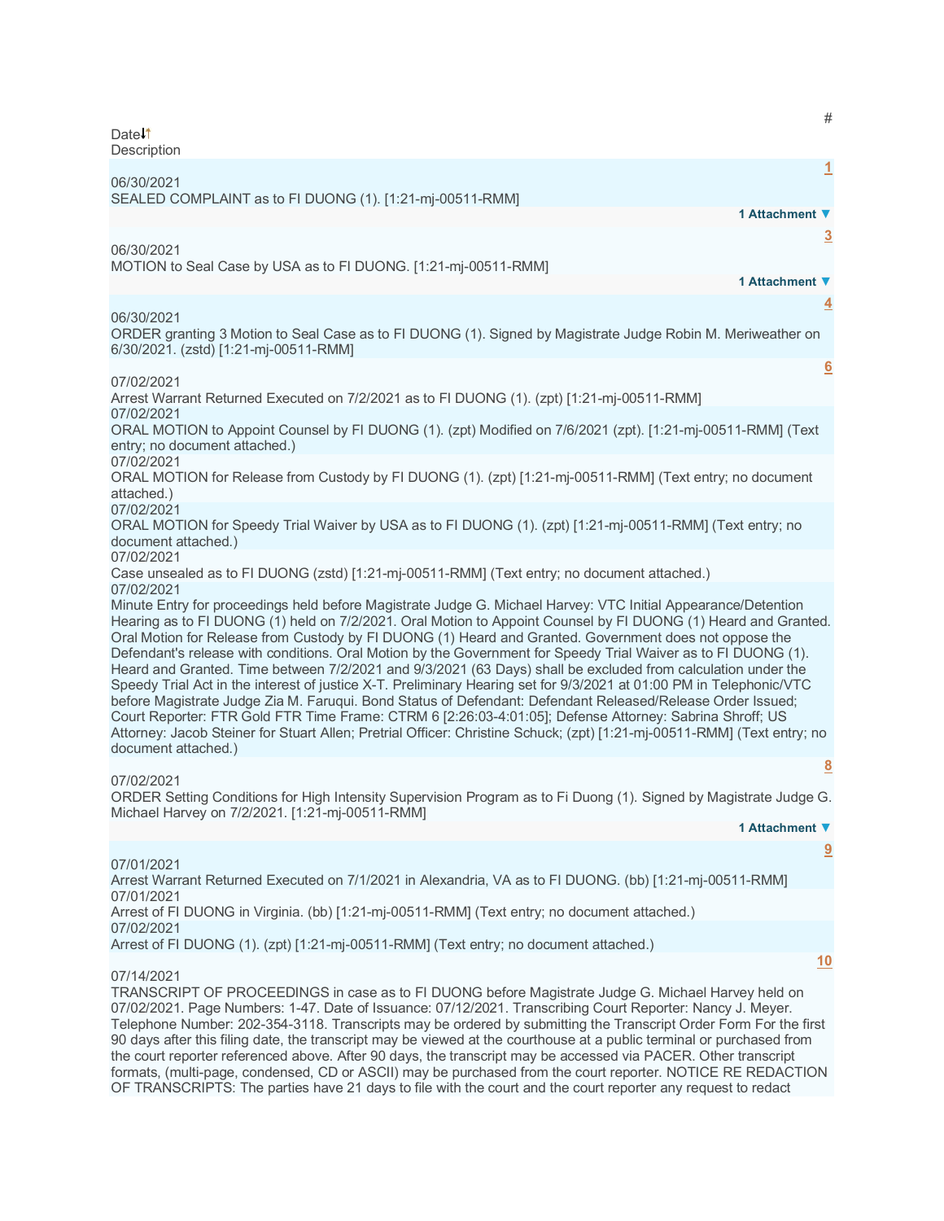| # | Date | Description |
|---|---|---|
| 1 | 06/30/2021 | SEALED COMPLAINT as to FI DUONG (1). [1:21-mj-00511-RMM] 1 Attachment |
| 3 | 06/30/2021 | MOTION to Seal Case by USA as to FI DUONG. [1:21-mj-00511-RMM] 1 Attachment |
| 4 | 06/30/2021 | ORDER granting 3 Motion to Seal Case as to FI DUONG (1). Signed by Magistrate Judge Robin M. Meriweather on 6/30/2021. (zstd) [1:21-mj-00511-RMM] |
| 6 | 07/02/2021 | Arrest Warrant Returned Executed on 7/2/2021 as to FI DUONG (1). (zpt) [1:21-mj-00511-RMM] |
| | 07/02/2021 | ORAL MOTION to Appoint Counsel by FI DUONG (1). (zpt) Modified on 7/6/2021 (zpt). [1:21-mj-00511-RMM] (Text entry; no document attached.) |
| | 07/02/2021 | ORAL MOTION for Release from Custody by FI DUONG (1). (zpt) [1:21-mj-00511-RMM] (Text entry; no document attached.) |
| | 07/02/2021 | ORAL MOTION for Speedy Trial Waiver by USA as to FI DUONG (1). (zpt) [1:21-mj-00511-RMM] (Text entry; no document attached.) |
| | 07/02/2021 | Case unsealed as to FI DUONG (zstd) [1:21-mj-00511-RMM] (Text entry; no document attached.) |
| | 07/02/2021 | Minute Entry for proceedings held before Magistrate Judge G. Michael Harvey: VTC Initial Appearance/Detention Hearing as to FI DUONG (1) held on 7/2/2021. Oral Motion to Appoint Counsel by FI DUONG (1) Heard and Granted. Oral Motion for Release from Custody by FI DUONG (1) Heard and Granted. Government does not oppose the Defendant's release with conditions. Oral Motion by the Government for Speedy Trial Waiver as to FI DUONG (1). Heard and Granted. Time between 7/2/2021 and 9/3/2021 (63 Days) shall be excluded from calculation under the Speedy Trial Act in the interest of justice X-T. Preliminary Hearing set for 9/3/2021 at 01:00 PM in Telephonic/VTC before Magistrate Judge Zia M. Faruqui. Bond Status of Defendant: Defendant Released/Release Order Issued; Court Reporter: FTR Gold FTR Time Frame: CTRM 6 [2:26:03-4:01:05]; Defense Attorney: Sabrina Shroff; US Attorney: Jacob Steiner for Stuart Allen; Pretrial Officer: Christine Schuck; (zpt) [1:21-mj-00511-RMM] (Text entry; no document attached.) |
| 8 | 07/02/2021 | ORDER Setting Conditions for High Intensity Supervision Program as to Fi Duong (1). Signed by Magistrate Judge G. Michael Harvey on 7/2/2021. [1:21-mj-00511-RMM] 1 Attachment |
| 9 | 07/01/2021 | Arrest Warrant Returned Executed on 7/1/2021 in Alexandria, VA as to FI DUONG. (bb) [1:21-mj-00511-RMM] |
| | 07/01/2021 | Arrest of FI DUONG in Virginia. (bb) [1:21-mj-00511-RMM] (Text entry; no document attached.) |
| | 07/02/2021 | Arrest of FI DUONG (1). (zpt) [1:21-mj-00511-RMM] (Text entry; no document attached.) |
| 10 | 07/14/2021 | TRANSCRIPT OF PROCEEDINGS in case as to FI DUONG before Magistrate Judge G. Michael Harvey held on 07/02/2021. Page Numbers: 1-47. Date of Issuance: 07/12/2021. Transcribing Court Reporter: Nancy J. Meyer. Telephone Number: 202-354-3118. Transcripts may be ordered by submitting the Transcript Order Form For the first 90 days after this filing date, the transcript may be viewed at the courthouse at a public terminal or purchased from the court reporter referenced above. After 90 days, the transcript may be accessed via PACER. Other transcript formats, (multi-page, condensed, CD or ASCII) may be purchased from the court reporter. NOTICE RE REDACTION OF TRANSCRIPTS: The parties have 21 days to file with the court and the court reporter any request to redact |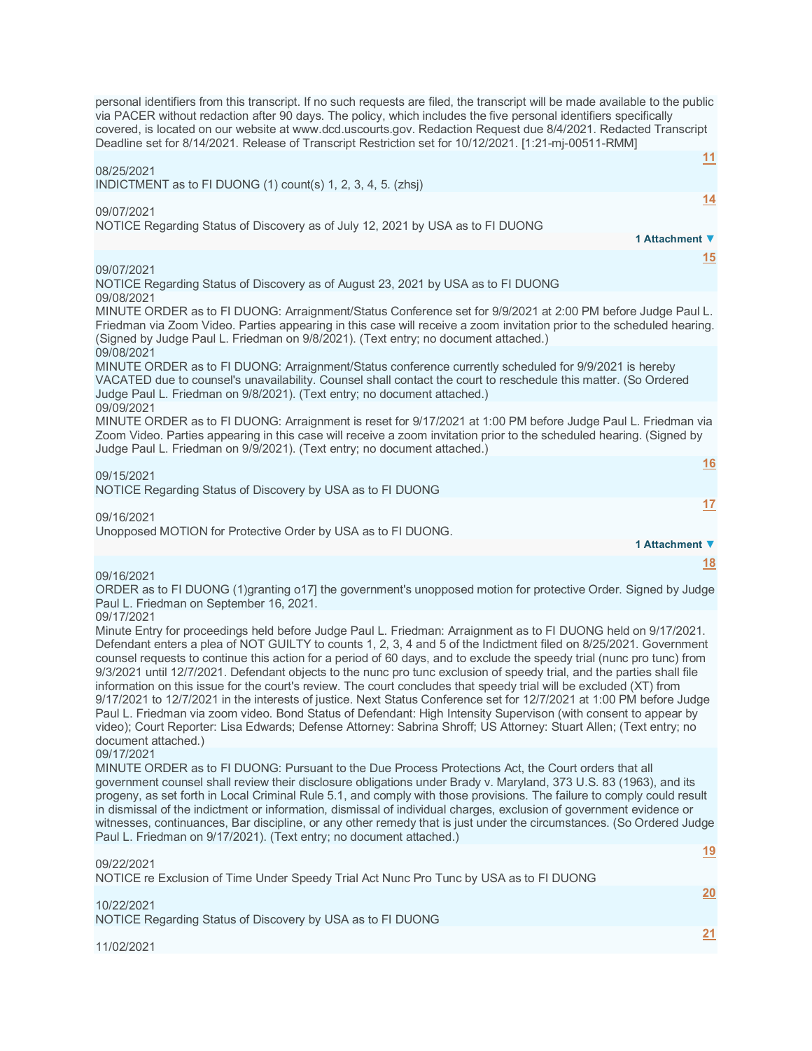personal identifiers from this transcript. If no such requests are filed, the transcript will be made available to the public via PACER without redaction after 90 days. The policy, which includes the five personal identifiers specifically covered, is located on our website at www.dcd.uscourts.gov. Redaction Request due 8/4/2021. Redacted Transcript Deadline set for 8/14/2021. Release of Transcript Restriction set for 10/12/2021. [1:21-mj-00511-RMM]

11

08/25/2021
INDICTMENT as to FI DUONG (1) count(s) 1, 2, 3, 4, 5. (zhsj)

14

09/07/2021
NOTICE Regarding Status of Discovery as of July 12, 2021 by USA as to FI DUONG

1 Attachment ▼

15

09/07/2021
NOTICE Regarding Status of Discovery as of August 23, 2021 by USA as to FI DUONG

09/08/2021
MINUTE ORDER as to FI DUONG: Arraignment/Status Conference set for 9/9/2021 at 2:00 PM before Judge Paul L. Friedman via Zoom Video. Parties appearing in this case will receive a zoom invitation prior to the scheduled hearing. (Signed by Judge Paul L. Friedman on 9/8/2021). (Text entry; no document attached.)

09/08/2021
MINUTE ORDER as to FI DUONG: Arraignment/Status conference currently scheduled for 9/9/2021 is hereby VACATED due to counsel's unavailability. Counsel shall contact the court to reschedule this matter. (So Ordered Judge Paul L. Friedman on 9/8/2021). (Text entry; no document attached.)

09/09/2021
MINUTE ORDER as to FI DUONG: Arraignment is reset for 9/17/2021 at 1:00 PM before Judge Paul L. Friedman via Zoom Video. Parties appearing in this case will receive a zoom invitation prior to the scheduled hearing. (Signed by Judge Paul L. Friedman on 9/9/2021). (Text entry; no document attached.)

16

09/15/2021
NOTICE Regarding Status of Discovery by USA as to FI DUONG

17

09/16/2021
Unopposed MOTION for Protective Order by USA as to FI DUONG.

1 Attachment ▼

18

09/16/2021
ORDER as to FI DUONG (1)granting o17] the government's unopposed motion for protective Order. Signed by Judge Paul L. Friedman on September 16, 2021.

09/17/2021
Minute Entry for proceedings held before Judge Paul L. Friedman: Arraignment as to FI DUONG held on 9/17/2021. Defendant enters a plea of NOT GUILTY to counts 1, 2, 3, 4 and 5 of the Indictment filed on 8/25/2021. Government counsel requests to continue this action for a period of 60 days, and to exclude the speedy trial (nunc pro tunc) from 9/3/2021 until 12/7/2021. Defendant objects to the nunc pro tunc exclusion of speedy trial, and the parties shall file information on this issue for the court's review. The court concludes that speedy trial will be excluded (XT) from 9/17/2021 to 12/7/2021 in the interests of justice. Next Status Conference set for 12/7/2021 at 1:00 PM before Judge Paul L. Friedman via zoom video. Bond Status of Defendant: High Intensity Supervison (with consent to appear by video); Court Reporter: Lisa Edwards; Defense Attorney: Sabrina Shroff; US Attorney: Stuart Allen; (Text entry; no document attached.)

09/17/2021
MINUTE ORDER as to FI DUONG: Pursuant to the Due Process Protections Act, the Court orders that all government counsel shall review their disclosure obligations under Brady v. Maryland, 373 U.S. 83 (1963), and its progeny, as set forth in Local Criminal Rule 5.1, and comply with those provisions. The failure to comply could result in dismissal of the indictment or information, dismissal of individual charges, exclusion of government evidence or witnesses, continuances, Bar discipline, or any other remedy that is just under the circumstances. (So Ordered Judge Paul L. Friedman on 9/17/2021). (Text entry; no document attached.)

19

09/22/2021
NOTICE re Exclusion of Time Under Speedy Trial Act Nunc Pro Tunc by USA as to FI DUONG

20

10/22/2021
NOTICE Regarding Status of Discovery by USA as to FI DUONG

21

11/02/2021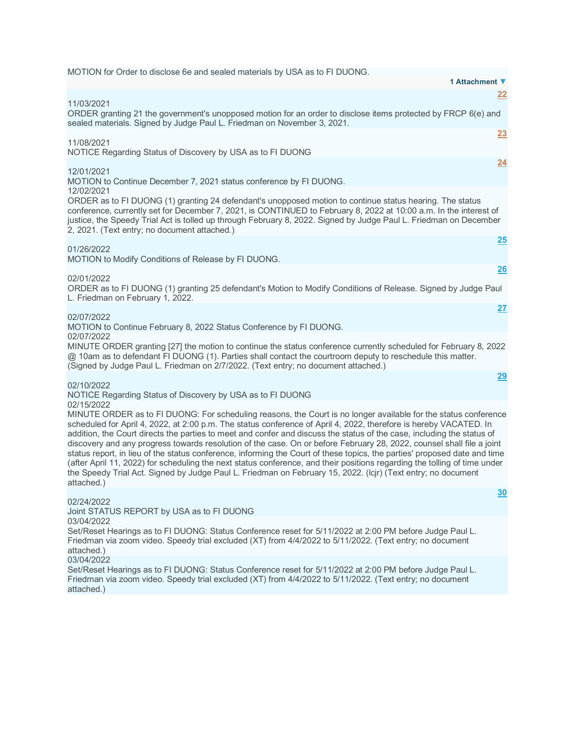MOTION for Order to disclose 6e and sealed materials by USA as to FI DUONG.

**1 Attachment ▼**

22

11/03/2021

ORDER granting 21 the government's unopposed motion for an order to disclose items protected by FRCP 6(e) and sealed materials. Signed by Judge Paul L. Friedman on November 3, 2021.

23

11/08/2021

NOTICE Regarding Status of Discovery by USA as to FI DUONG

24

12/01/2021

MOTION to Continue December 7, 2021 status conference by FI DUONG.

12/02/2021

ORDER as to FI DUONG (1) granting 24 defendant's unopposed motion to continue status hearing. The status conference, currently set for December 7, 2021, is CONTINUED to February 8, 2022 at 10:00 a.m. In the interest of justice, the Speedy Trial Act is tolled up through February 8, 2022. Signed by Judge Paul L. Friedman on December 2, 2021. (Text entry; no document attached.)

25

01/26/2022

MOTION to Modify Conditions of Release by FI DUONG.

26

02/01/2022

ORDER as to FI DUONG (1) granting 25 defendant's Motion to Modify Conditions of Release. Signed by Judge Paul L. Friedman on February 1, 2022.

27

02/07/2022

MOTION to Continue February 8, 2022 Status Conference by FI DUONG.

02/07/2022

MINUTE ORDER granting [27] the motion to continue the status conference currently scheduled for February 8, 2022 @ 10am as to defendant FI DUONG (1). Parties shall contact the courtroom deputy to reschedule this matter. (Signed by Judge Paul L. Friedman on 2/7/2022. (Text entry; no document attached.)

29

02/10/2022

NOTICE Regarding Status of Discovery by USA as to FI DUONG

02/15/2022

MINUTE ORDER as to FI DUONG: For scheduling reasons, the Court is no longer available for the status conference scheduled for April 4, 2022, at 2:00 p.m. The status conference of April 4, 2022, therefore is hereby VACATED. In addition, the Court directs the parties to meet and confer and discuss the status of the case, including the status of discovery and any progress towards resolution of the case. On or before February 28, 2022, counsel shall file a joint status report, in lieu of the status conference, informing the Court of these topics, the parties' proposed date and time (after April 11, 2022) for scheduling the next status conference, and their positions regarding the tolling of time under the Speedy Trial Act. Signed by Judge Paul L. Friedman on February 15, 2022. (lcjr) (Text entry; no document attached.)

30

02/24/2022

Joint STATUS REPORT by USA as to FI DUONG

03/04/2022

Set/Reset Hearings as to FI DUONG: Status Conference reset for 5/11/2022 at 2:00 PM before Judge Paul L. Friedman via zoom video. Speedy trial excluded (XT) from 4/4/2022 to 5/11/2022. (Text entry; no document attached.)

03/04/2022

Set/Reset Hearings as to FI DUONG: Status Conference reset for 5/11/2022 at 2:00 PM before Judge Paul L. Friedman via zoom video. Speedy trial excluded (XT) from 4/4/2022 to 5/11/2022. (Text entry; no document attached.)